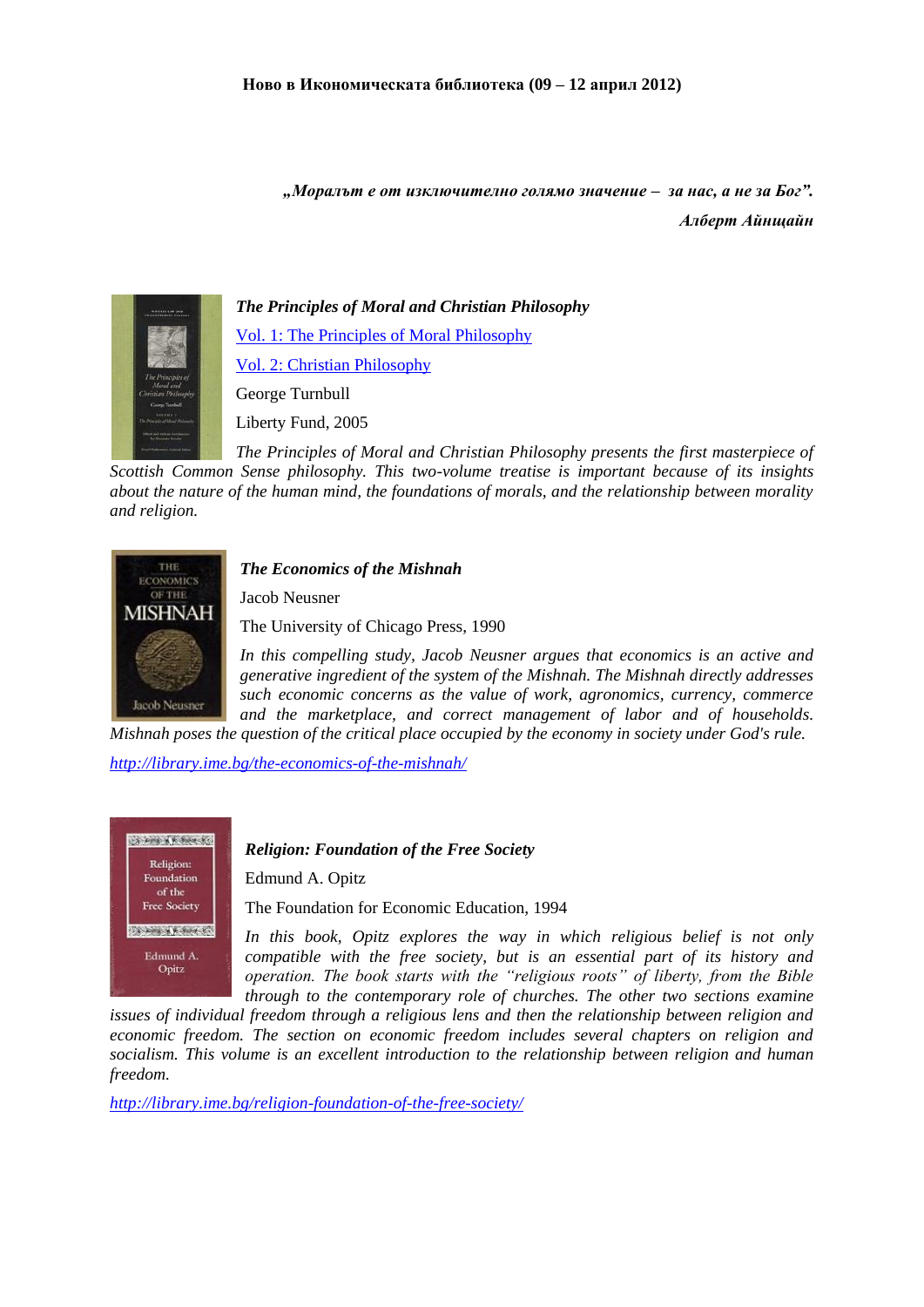**Ново в Икономическата библиотека (09 – 12 април 2012)**

*„Моралът е от изключително голямо значение – за нас, а не за Бог”.*
*Алберт Айнщайн*

***The Principles of Moral and Christian Philosophy***

[Vol. 1: The Principles of Moral Philosophy]()

[Vol. 2: Christian Philosophy]()

George Turnbull

Liberty Fund, 2005

*The Principles of Moral and Christian Philosophy presents the first masterpiece of Scottish Common Sense philosophy. This two-volume treatise is important because of its insights about the nature of the human mind, the foundations of morals, and the relationship between morality and religion.*

***The Economics of the Mishnah***

Jacob Neusner

The University of Chicago Press, 1990

*In this compelling study, Jacob Neusner argues that economics is an active and generative ingredient of the system of the Mishnah. The Mishnah directly addresses such economic concerns as the value of work, agronomics, currency, commerce and the marketplace, and correct management of labor and of households. Mishnah poses the question of the critical place occupied by the economy in society under God's rule.*

*[http://library.ime.bg/the-economics-of-the-mishnah/](http://library.ime.bg/the-economics-of-the-mishnah/)*

***Religion: Foundation of the Free Society***

Edmund A. Opitz

The Foundation for Economic Education, 1994

*In this book, Opitz explores the way in which religious belief is not only compatible with the free society, but is an essential part of its history and operation. The book starts with the "religious roots" of liberty, from the Bible through to the contemporary role of churches. The other two sections examine issues of individual freedom through a religious lens and then the relationship between religion and economic freedom. The section on economic freedom includes several chapters on religion and socialism. This volume is an excellent introduction to the relationship between religion and human freedom.*

*[http://library.ime.bg/religion-foundation-of-the-free-society/](http://library.ime.bg/religion-foundation-of-the-free-society/)*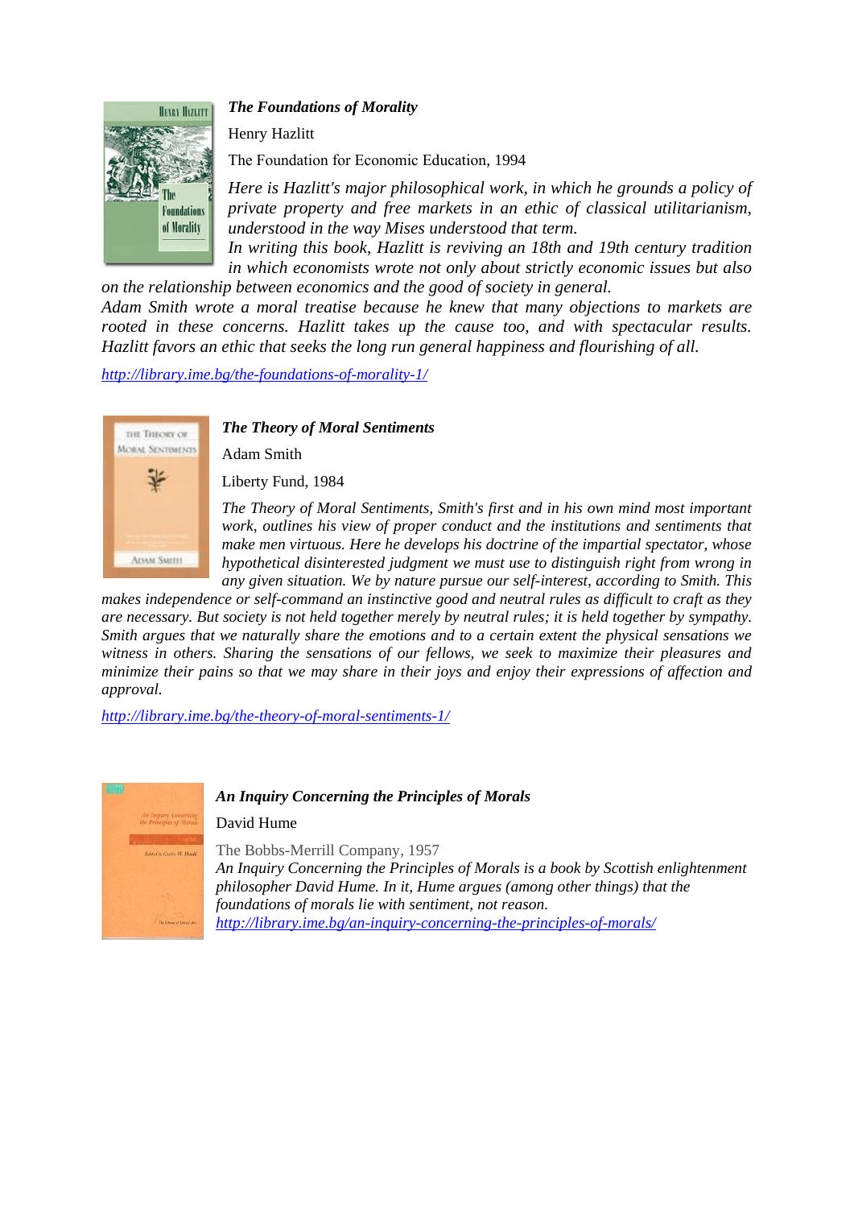***The Foundations of Morality***

Henry Hazlitt

The Foundation for Economic Education, 1994

*Here is Hazlitt's major philosophical work, in which he grounds a policy of private property and free markets in an ethic of classical utilitarianism, understood in the way Mises understood that term.*
*In writing this book, Hazlitt is reviving an 18th and 19th century tradition in which economists wrote not only about strictly economic issues but also on the relationship between economics and the good of society in general.*
*Adam Smith wrote a moral treatise because he knew that many objections to markets are rooted in these concerns. Hazlitt takes up the cause too, and with spectacular results. Hazlitt favors an ethic that seeks the long run general happiness and flourishing of all.*

*http://library.ime.bg/the-foundations-of-morality-1/*

***The Theory of Moral Sentiments***

Adam Smith

Liberty Fund, 1984

*The Theory of Moral Sentiments, Smith's first and in his own mind most important work, outlines his view of proper conduct and the institutions and sentiments that make men virtuous. Here he develops his doctrine of the impartial spectator, whose hypothetical disinterested judgment we must use to distinguish right from wrong in any given situation. We by nature pursue our self-interest, according to Smith. This makes independence or self-command an instinctive good and neutral rules as difficult to craft as they are necessary. But society is not held together merely by neutral rules; it is held together by sympathy. Smith argues that we naturally share the emotions and to a certain extent the physical sensations we witness in others. Sharing the sensations of our fellows, we seek to maximize their pleasures and minimize their pains so that we may share in their joys and enjoy their expressions of affection and approval.*

*http://library.ime.bg/the-theory-of-moral-sentiments-1/*

***An Inquiry Concerning the Principles of Morals***

David Hume

The Bobbs-Merrill Company, 1957

*An Inquiry Concerning the Principles of Morals is a book by Scottish enlightenment philosopher David Hume. In it, Hume argues (among other things) that the foundations of morals lie with sentiment, not reason.*

*http://library.ime.bg/an-inquiry-concerning-the-principles-of-morals/*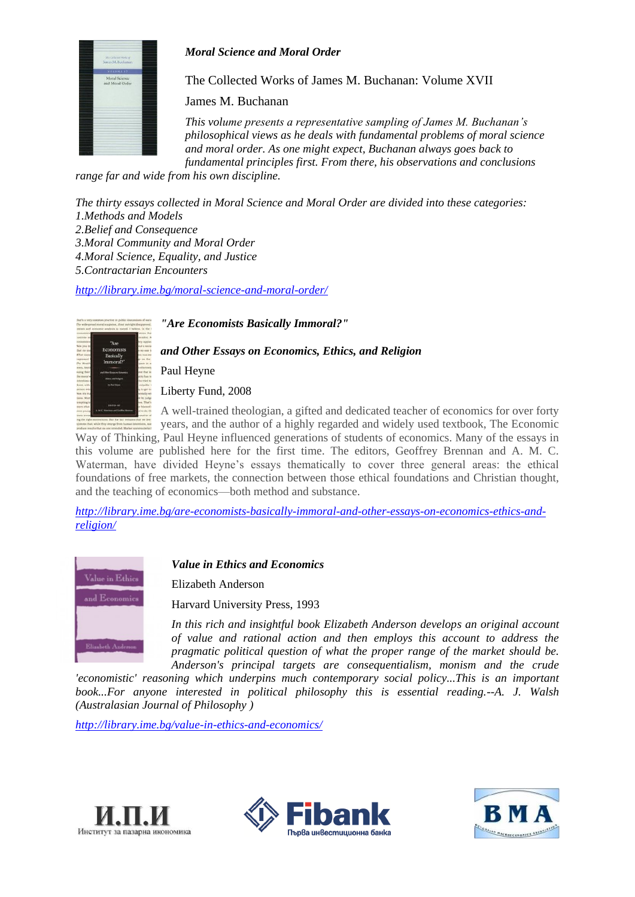***Moral Science and Moral Order***

The Collected Works of James M. Buchanan: Volume XVII

James M. Buchanan

*This volume presents a representative sampling of James M. Buchanan's philosophical views as he deals with fundamental problems of moral science and moral order. As one might expect, Buchanan always goes back to fundamental principles first. From there, his observations and conclusions range far and wide from his own discipline.*

*The thirty essays collected in Moral Science and Moral Order are divided into these categories:*

*1.Methods and Models*
*2.Belief and Consequence*
*3.Moral Community and Moral Order*
*4.Moral Science, Equality, and Justice*
*5.Contractarian Encounters*

*http://library.ime.bg/moral-science-and-moral-order/*

***"Are Economists Basically Immoral?"***

***and Other Essays on Economics, Ethics, and Religion***

Paul Heyne

Liberty Fund, 2008

A well-trained theologian, a gifted and dedicated teacher of economics for over forty years, and the author of a highly regarded and widely used textbook, The Economic Way of Thinking, Paul Heyne influenced generations of students of economics. Many of the essays in this volume are published here for the first time. The editors, Geoffrey Brennan and A. M. C. Waterman, have divided Heyne's essays thematically to cover three general areas: the ethical foundations of free markets, the connection between those ethical foundations and Christian thought, and the teaching of economics—both method and substance.

*http://library.ime.bg/are-economists-basically-immoral-and-other-essays-on-economics-ethics-and-religion/*

***Value in Ethics and Economics***

Elizabeth Anderson

Harvard University Press, 1993

*In this rich and insightful book Elizabeth Anderson develops an original account of value and rational action and then employs this account to address the pragmatic political question of what the proper range of the market should be. Anderson's principal targets are consequentialism, monism and the crude 'economistic' reasoning which underpins much contemporary social policy...This is an important book...For anyone interested in political philosophy this is essential reading.--A. J. Walsh (Australasian Journal of Philosophy )*

*http://library.ime.bg/value-in-ethics-and-economics/*

И.П.И
Институт за пазарна икономика

Fibank
Първа инвестиционна банка

BMA
Bulgarian Macroeconomics Association